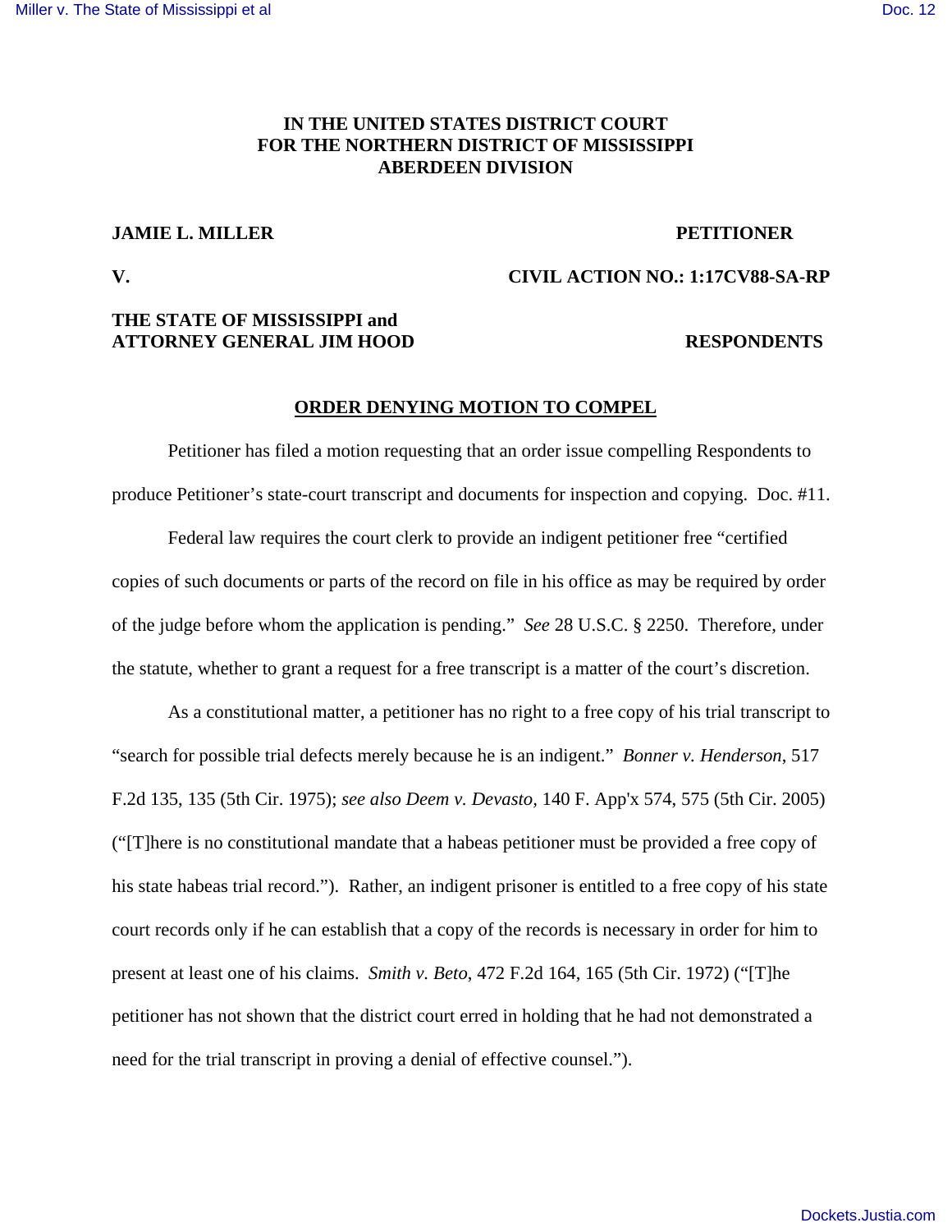**IN THE UNITED STATES DISTRICT COURT**
**FOR THE NORTHERN DISTRICT OF MISSISSIPPI**
**ABERDEEN DIVISION**

**JAMIE L. MILLER** **PETITIONER**

**V.** **CIVIL ACTION NO.: 1:17CV88-SA-RP**

**THE STATE OF MISSISSIPPI and**
**ATTORNEY GENERAL JIM HOOD** **RESPONDENTS**

## ORDER DENYING MOTION TO COMPEL

Petitioner has filed a motion requesting that an order issue compelling Respondents to produce Petitioner's state-court transcript and documents for inspection and copying. Doc. #11.

Federal law requires the court clerk to provide an indigent petitioner free "certified copies of such documents or parts of the record on file in his office as may be required by order of the judge before whom the application is pending." *See* 28 U.S.C. § 2250. Therefore, under the statute, whether to grant a request for a free transcript is a matter of the court's discretion.

As a constitutional matter, a petitioner has no right to a free copy of his trial transcript to "search for possible trial defects merely because he is an indigent." *Bonner v. Henderson*, 517 F.2d 135, 135 (5th Cir. 1975); *see also Deem v. Devasto,* 140 F. App'x 574, 575 (5th Cir. 2005) ("[T]here is no constitutional mandate that a habeas petitioner must be provided a free copy of his state habeas trial record."). Rather, an indigent prisoner is entitled to a free copy of his state court records only if he can establish that a copy of the records is necessary in order for him to present at least one of his claims. *Smith v. Beto*, 472 F.2d 164, 165 (5th Cir. 1972) ("[T]he petitioner has not shown that the district court erred in holding that he had not demonstrated a need for the trial transcript in proving a denial of effective counsel.").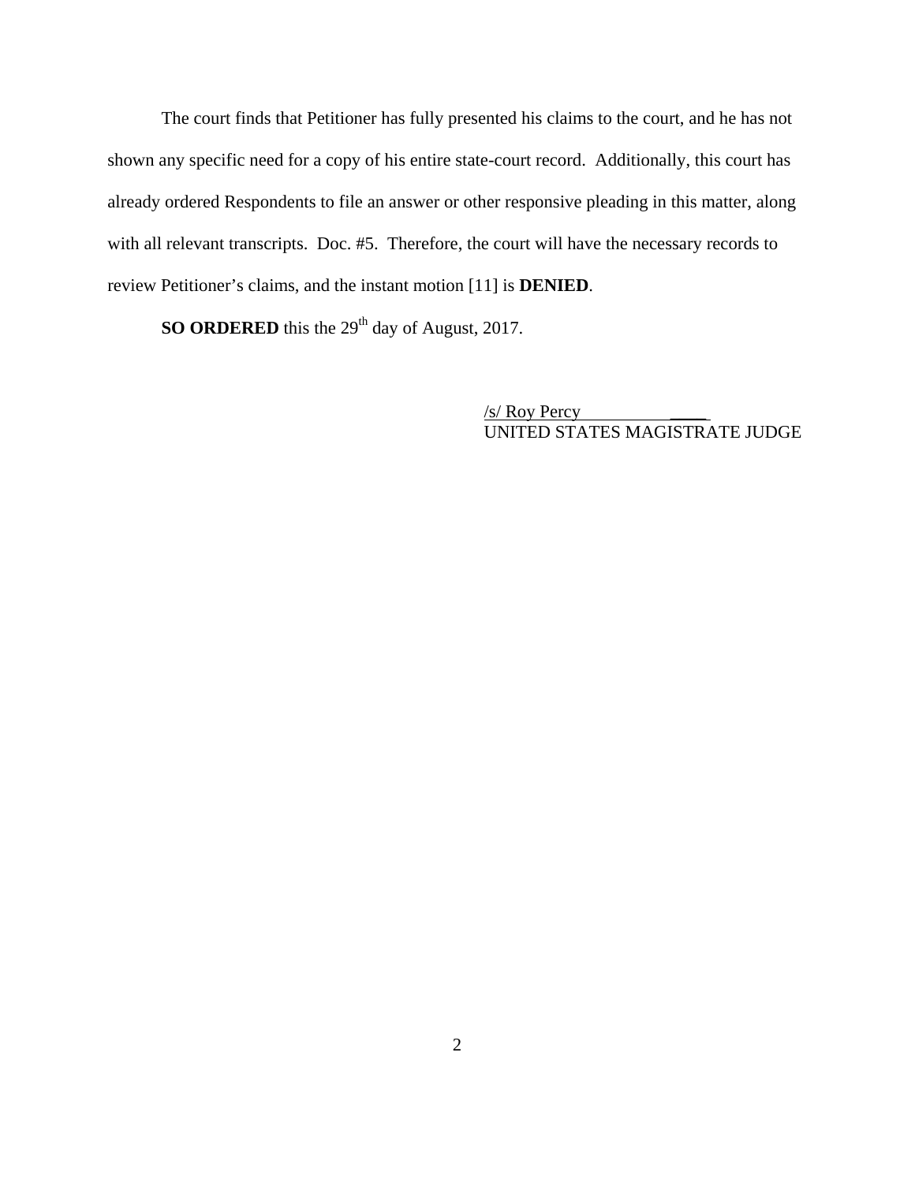The court finds that Petitioner has fully presented his claims to the court, and he has not shown any specific need for a copy of his entire state-court record. Additionally, this court has already ordered Respondents to file an answer or other responsive pleading in this matter, along with all relevant transcripts. Doc. #5. Therefore, the court will have the necessary records to review Petitioner's claims, and the instant motion [11] is **DENIED**.

**SO ORDERED** this the 29th day of August, 2017.

/s/ Roy Percy
UNITED STATES MAGISTRATE JUDGE